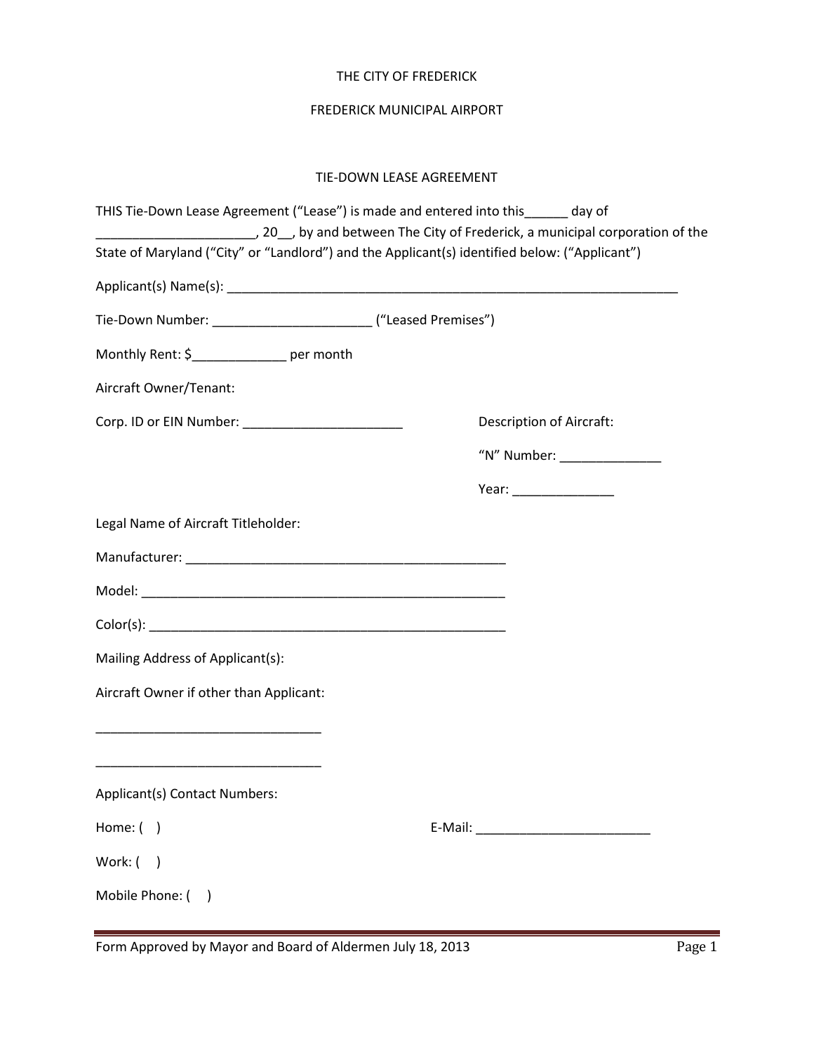THE CITY OF FREDERICK

FREDERICK MUNICIPAL AIRPORT

TIE-DOWN LEASE AGREEMENT

THIS Tie-Down Lease Agreement (“Lease”) is made and entered into this______ day of ______________________, 20__, by and between The City of Frederick, a municipal corporation of the State of Maryland (“City” or “Landlord”) and the Applicant(s) identified below: (“Applicant”)

Applicant(s) Name(s): _________________________________________________________________

Tie-Down Number: ______________________ (“Leased Premises”)

Monthly Rent: $_____________ per month

Aircraft Owner/Tenant:

Corp. ID or EIN Number: ______________________

Description of Aircraft:

“N” Number: ______________

Year: ______________

Legal Name of Aircraft Titleholder:

Manufacturer: ______________________________________________

Model: ____________________________________________________

Color(s): ___________________________________________________

Mailing Address of Applicant(s):

Aircraft Owner if other than Applicant:

_______________________________

_______________________________

Applicant(s) Contact Numbers:

Home: (    )

E-Mail: ________________________

Work: (    )

Mobile Phone: (    )

Form Approved by Mayor and Board of Aldermen July 18, 2013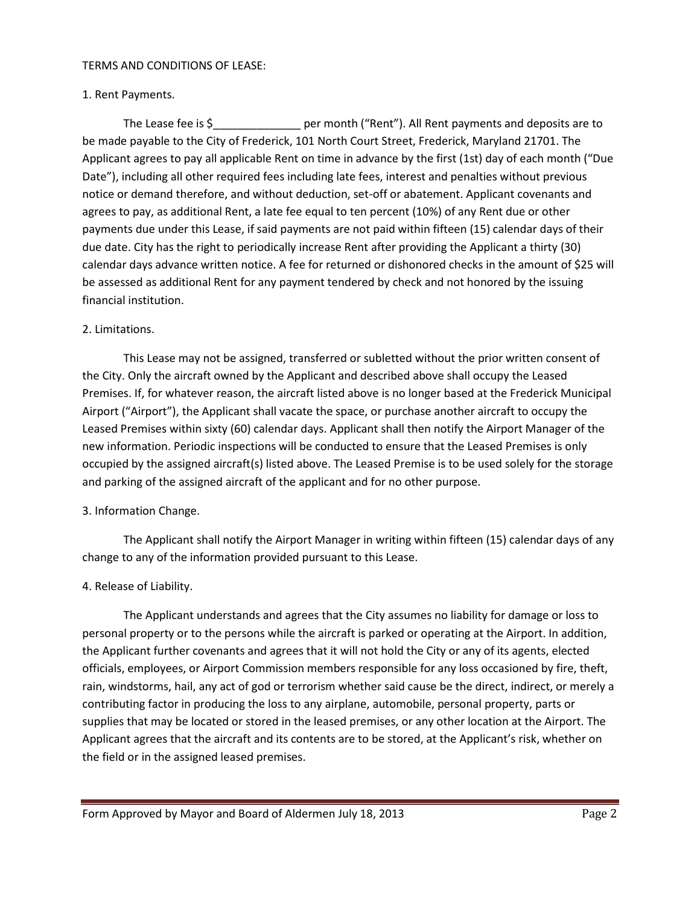TERMS AND CONDITIONS OF LEASE:

1. Rent Payments.

The Lease fee is $______________ per month ("Rent"). All Rent payments and deposits are to be made payable to the City of Frederick, 101 North Court Street, Frederick, Maryland 21701. The Applicant agrees to pay all applicable Rent on time in advance by the first (1st) day of each month ("Due Date"), including all other required fees including late fees, interest and penalties without previous notice or demand therefore, and without deduction, set-off or abatement. Applicant covenants and agrees to pay, as additional Rent, a late fee equal to ten percent (10%) of any Rent due or other payments due under this Lease, if said payments are not paid within fifteen (15) calendar days of their due date. City has the right to periodically increase Rent after providing the Applicant a thirty (30) calendar days advance written notice. A fee for returned or dishonored checks in the amount of $25 will be assessed as additional Rent for any payment tendered by check and not honored by the issuing financial institution.

2. Limitations.

This Lease may not be assigned, transferred or subletted without the prior written consent of the City. Only the aircraft owned by the Applicant and described above shall occupy the Leased Premises. If, for whatever reason, the aircraft listed above is no longer based at the Frederick Municipal Airport ("Airport"), the Applicant shall vacate the space, or purchase another aircraft to occupy the Leased Premises within sixty (60) calendar days. Applicant shall then notify the Airport Manager of the new information. Periodic inspections will be conducted to ensure that the Leased Premises is only occupied by the assigned aircraft(s) listed above. The Leased Premise is to be used solely for the storage and parking of the assigned aircraft of the applicant and for no other purpose.

3. Information Change.

The Applicant shall notify the Airport Manager in writing within fifteen (15) calendar days of any change to any of the information provided pursuant to this Lease.

4. Release of Liability.

The Applicant understands and agrees that the City assumes no liability for damage or loss to personal property or to the persons while the aircraft is parked or operating at the Airport. In addition, the Applicant further covenants and agrees that it will not hold the City or any of its agents, elected officials, employees, or Airport Commission members responsible for any loss occasioned by fire, theft, rain, windstorms, hail, any act of god or terrorism whether said cause be the direct, indirect, or merely a contributing factor in producing the loss to any airplane, automobile, personal property, parts or supplies that may be located or stored in the leased premises, or any other location at the Airport. The Applicant agrees that the aircraft and its contents are to be stored, at the Applicant's risk, whether on the field or in the assigned leased premises.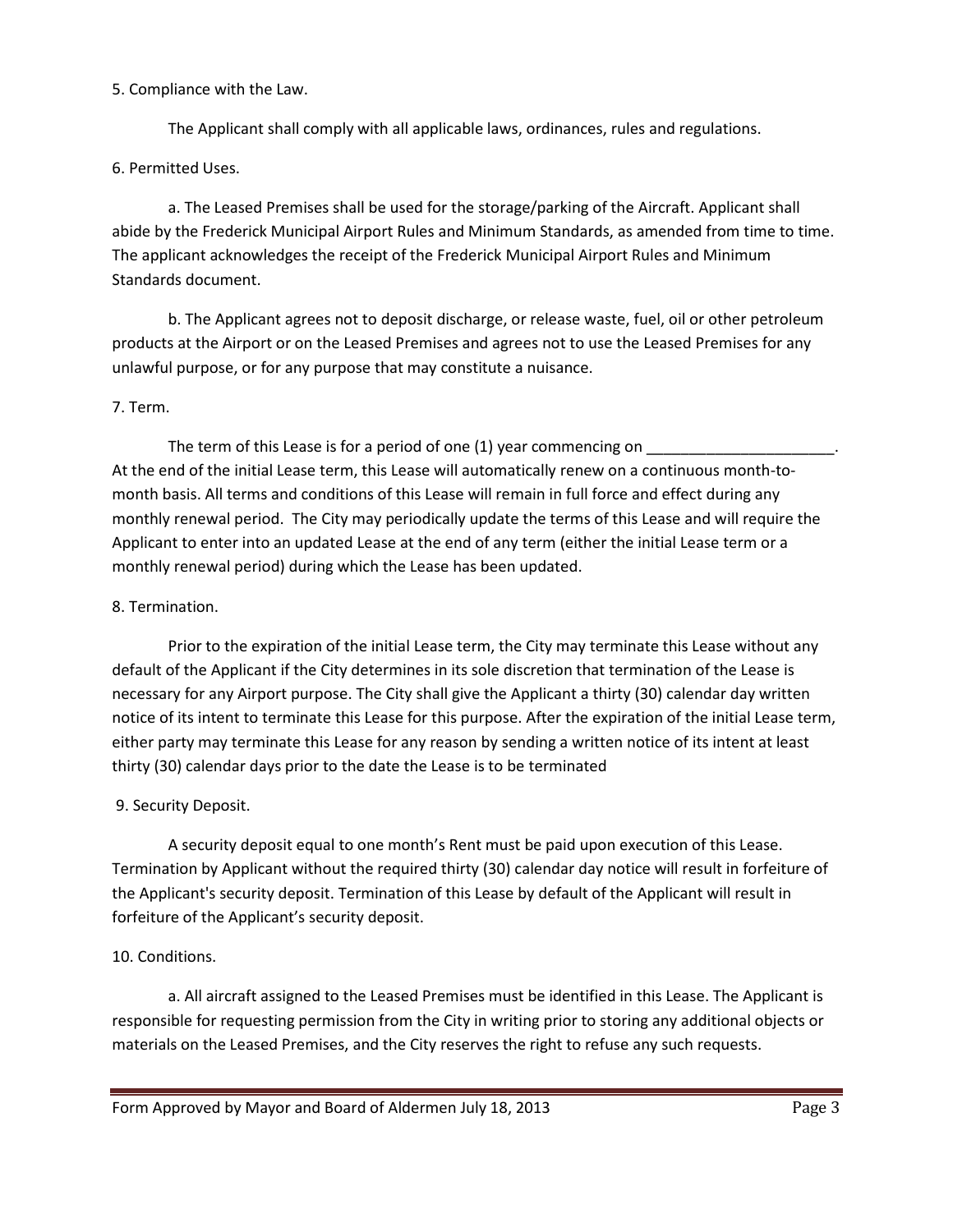5. Compliance with the Law.

The Applicant shall comply with all applicable laws, ordinances, rules and regulations.

6. Permitted Uses.

a. The Leased Premises shall be used for the storage/parking of the Aircraft. Applicant shall abide by the Frederick Municipal Airport Rules and Minimum Standards, as amended from time to time. The applicant acknowledges the receipt of the Frederick Municipal Airport Rules and Minimum Standards document.

b. The Applicant agrees not to deposit discharge, or release waste, fuel, oil or other petroleum products at the Airport or on the Leased Premises and agrees not to use the Leased Premises for any unlawful purpose, or for any purpose that may constitute a nuisance.

7. Term.

The term of this Lease is for a period of one (1) year commencing on ______________________. At the end of the initial Lease term, this Lease will automatically renew on a continuous month-to-month basis. All terms and conditions of this Lease will remain in full force and effect during any monthly renewal period. The City may periodically update the terms of this Lease and will require the Applicant to enter into an updated Lease at the end of any term (either the initial Lease term or a monthly renewal period) during which the Lease has been updated.

8. Termination.

Prior to the expiration of the initial Lease term, the City may terminate this Lease without any default of the Applicant if the City determines in its sole discretion that termination of the Lease is necessary for any Airport purpose. The City shall give the Applicant a thirty (30) calendar day written notice of its intent to terminate this Lease for this purpose. After the expiration of the initial Lease term, either party may terminate this Lease for any reason by sending a written notice of its intent at least thirty (30) calendar days prior to the date the Lease is to be terminated

9. Security Deposit.

A security deposit equal to one month's Rent must be paid upon execution of this Lease. Termination by Applicant without the required thirty (30) calendar day notice will result in forfeiture of the Applicant's security deposit. Termination of this Lease by default of the Applicant will result in forfeiture of the Applicant's security deposit.

10. Conditions.

a. All aircraft assigned to the Leased Premises must be identified in this Lease. The Applicant is responsible for requesting permission from the City in writing prior to storing any additional objects or materials on the Leased Premises, and the City reserves the right to refuse any such requests.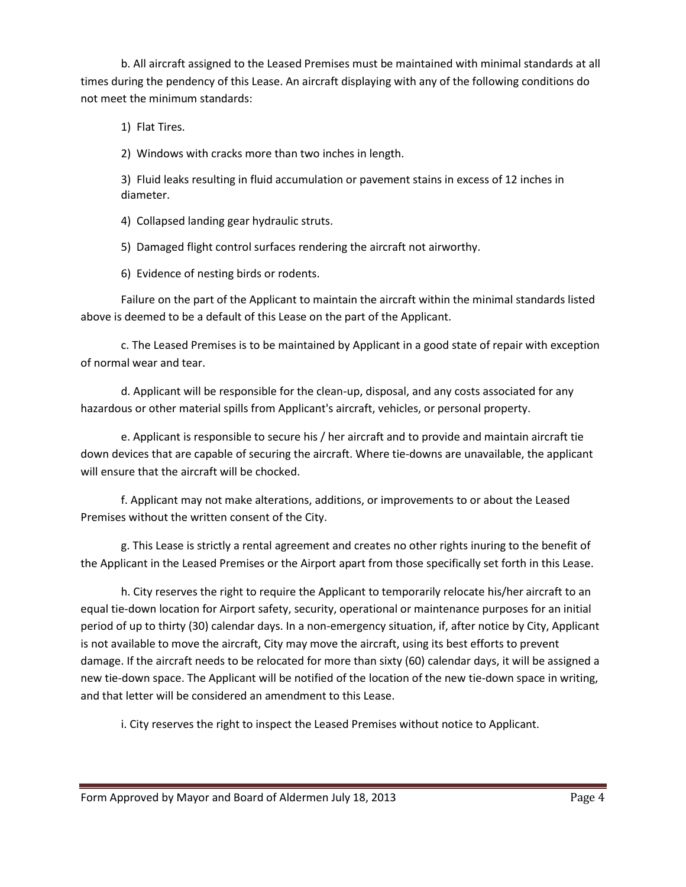b. All aircraft assigned to the Leased Premises must be maintained with minimal standards at all times during the pendency of this Lease. An aircraft displaying with any of the following conditions do not meet the minimum standards:

1) Flat Tires.

2) Windows with cracks more than two inches in length.

3) Fluid leaks resulting in fluid accumulation or pavement stains in excess of 12 inches in diameter.

4) Collapsed landing gear hydraulic struts.

5) Damaged flight control surfaces rendering the aircraft not airworthy.

6) Evidence of nesting birds or rodents.

Failure on the part of the Applicant to maintain the aircraft within the minimal standards listed above is deemed to be a default of this Lease on the part of the Applicant.

c. The Leased Premises is to be maintained by Applicant in a good state of repair with exception of normal wear and tear.

d. Applicant will be responsible for the clean-up, disposal, and any costs associated for any hazardous or other material spills from Applicant's aircraft, vehicles, or personal property.

e. Applicant is responsible to secure his / her aircraft and to provide and maintain aircraft tie down devices that are capable of securing the aircraft. Where tie-downs are unavailable, the applicant will ensure that the aircraft will be chocked.

f. Applicant may not make alterations, additions, or improvements to or about the Leased Premises without the written consent of the City.

g. This Lease is strictly a rental agreement and creates no other rights inuring to the benefit of the Applicant in the Leased Premises or the Airport apart from those specifically set forth in this Lease.

h. City reserves the right to require the Applicant to temporarily relocate his/her aircraft to an equal tie-down location for Airport safety, security, operational or maintenance purposes for an initial period of up to thirty (30) calendar days. In a non-emergency situation, if, after notice by City, Applicant is not available to move the aircraft, City may move the aircraft, using its best efforts to prevent damage. If the aircraft needs to be relocated for more than sixty (60) calendar days, it will be assigned a new tie-down space. The Applicant will be notified of the location of the new tie-down space in writing, and that letter will be considered an amendment to this Lease.

i. City reserves the right to inspect the Leased Premises without notice to Applicant.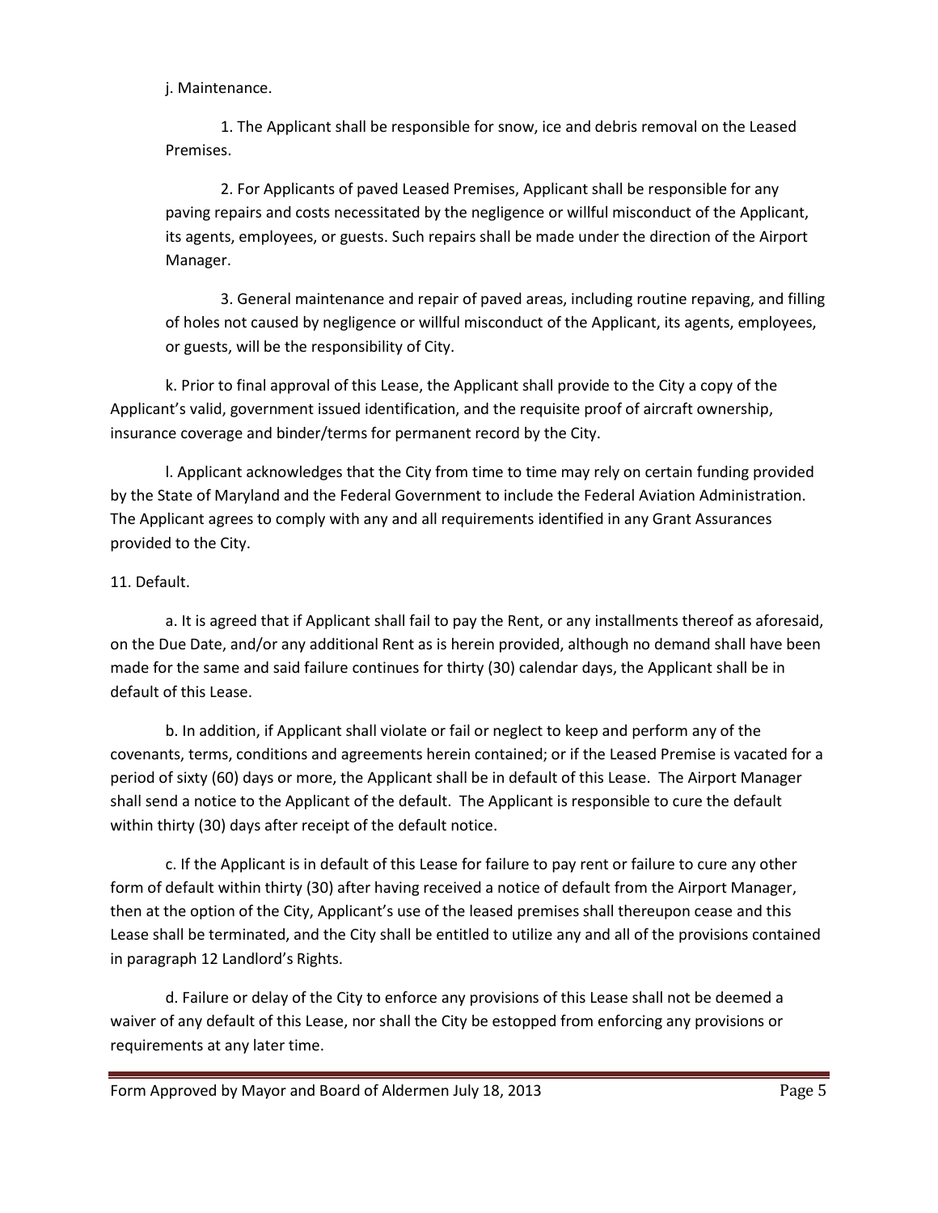j. Maintenance.

1. The Applicant shall be responsible for snow, ice and debris removal on the Leased Premises.

2. For Applicants of paved Leased Premises, Applicant shall be responsible for any paving repairs and costs necessitated by the negligence or willful misconduct of the Applicant, its agents, employees, or guests. Such repairs shall be made under the direction of the Airport Manager.

3. General maintenance and repair of paved areas, including routine repaving, and filling of holes not caused by negligence or willful misconduct of the Applicant, its agents, employees, or guests, will be the responsibility of City.

k. Prior to final approval of this Lease, the Applicant shall provide to the City a copy of the Applicant's valid, government issued identification, and the requisite proof of aircraft ownership, insurance coverage and binder/terms for permanent record by the City.

l. Applicant acknowledges that the City from time to time may rely on certain funding provided by the State of Maryland and the Federal Government to include the Federal Aviation Administration. The Applicant agrees to comply with any and all requirements identified in any Grant Assurances provided to the City.

11. Default.

a. It is agreed that if Applicant shall fail to pay the Rent, or any installments thereof as aforesaid, on the Due Date, and/or any additional Rent as is herein provided, although no demand shall have been made for the same and said failure continues for thirty (30) calendar days, the Applicant shall be in default of this Lease.

b. In addition, if Applicant shall violate or fail or neglect to keep and perform any of the covenants, terms, conditions and agreements herein contained; or if the Leased Premise is vacated for a period of sixty (60) days or more, the Applicant shall be in default of this Lease. The Airport Manager shall send a notice to the Applicant of the default. The Applicant is responsible to cure the default within thirty (30) days after receipt of the default notice.

c. If the Applicant is in default of this Lease for failure to pay rent or failure to cure any other form of default within thirty (30) after having received a notice of default from the Airport Manager, then at the option of the City, Applicant's use of the leased premises shall thereupon cease and this Lease shall be terminated, and the City shall be entitled to utilize any and all of the provisions contained in paragraph 12 Landlord's Rights.

d. Failure or delay of the City to enforce any provisions of this Lease shall not be deemed a waiver of any default of this Lease, nor shall the City be estopped from enforcing any provisions or requirements at any later time.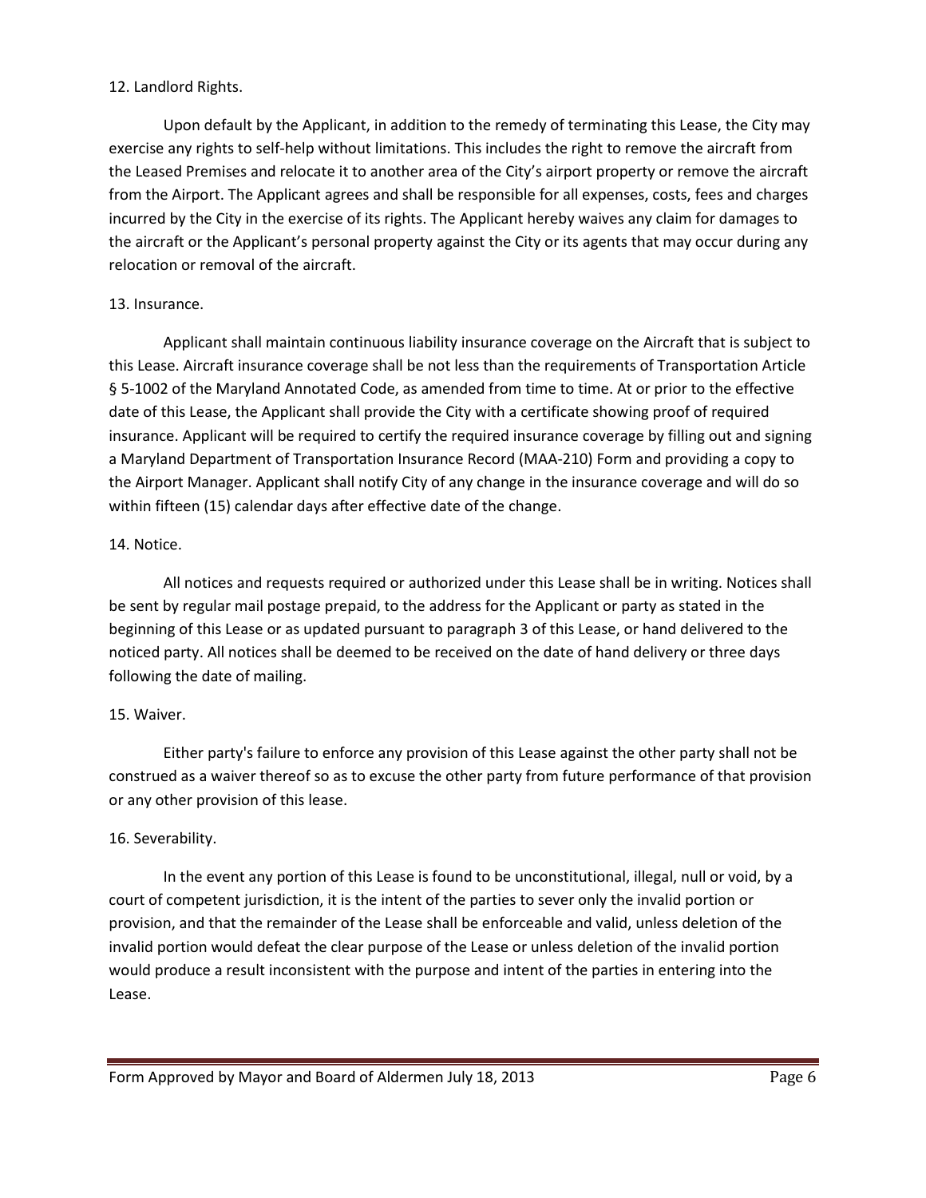12. Landlord Rights.

Upon default by the Applicant, in addition to the remedy of terminating this Lease, the City may exercise any rights to self-help without limitations. This includes the right to remove the aircraft from the Leased Premises and relocate it to another area of the City's airport property or remove the aircraft from the Airport. The Applicant agrees and shall be responsible for all expenses, costs, fees and charges incurred by the City in the exercise of its rights. The Applicant hereby waives any claim for damages to the aircraft or the Applicant's personal property against the City or its agents that may occur during any relocation or removal of the aircraft.

13. Insurance.

Applicant shall maintain continuous liability insurance coverage on the Aircraft that is subject to this Lease. Aircraft insurance coverage shall be not less than the requirements of Transportation Article § 5-1002 of the Maryland Annotated Code, as amended from time to time. At or prior to the effective date of this Lease, the Applicant shall provide the City with a certificate showing proof of required insurance. Applicant will be required to certify the required insurance coverage by filling out and signing a Maryland Department of Transportation Insurance Record (MAA-210) Form and providing a copy to the Airport Manager. Applicant shall notify City of any change in the insurance coverage and will do so within fifteen (15) calendar days after effective date of the change.

14. Notice.

All notices and requests required or authorized under this Lease shall be in writing. Notices shall be sent by regular mail postage prepaid, to the address for the Applicant or party as stated in the beginning of this Lease or as updated pursuant to paragraph 3 of this Lease, or hand delivered to the noticed party. All notices shall be deemed to be received on the date of hand delivery or three days following the date of mailing.

15. Waiver.

Either party's failure to enforce any provision of this Lease against the other party shall not be construed as a waiver thereof so as to excuse the other party from future performance of that provision or any other provision of this lease.

16. Severability.

In the event any portion of this Lease is found to be unconstitutional, illegal, null or void, by a court of competent jurisdiction, it is the intent of the parties to sever only the invalid portion or provision, and that the remainder of the Lease shall be enforceable and valid, unless deletion of the invalid portion would defeat the clear purpose of the Lease or unless deletion of the invalid portion would produce a result inconsistent with the purpose and intent of the parties in entering into the Lease.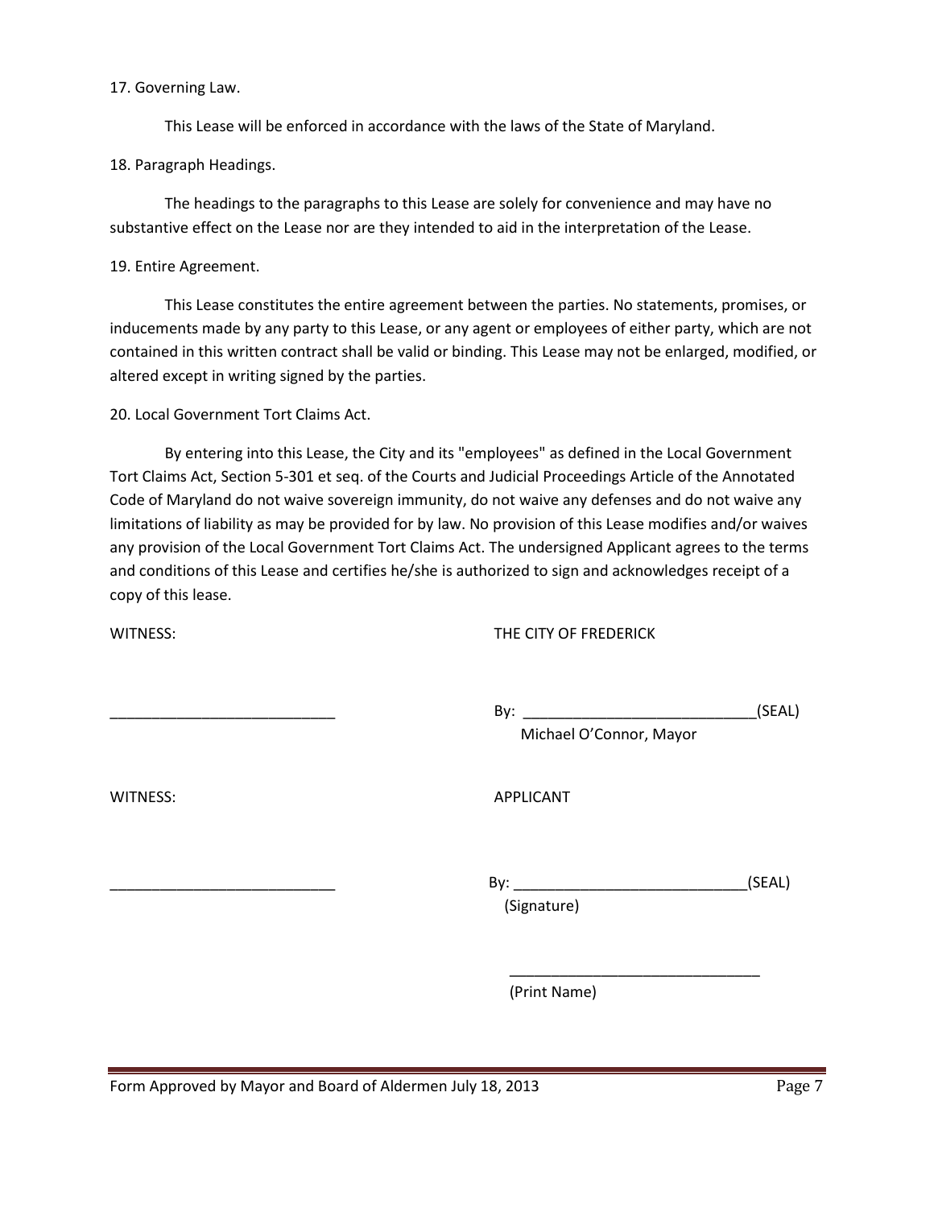17. Governing Law.

This Lease will be enforced in accordance with the laws of the State of Maryland.

18. Paragraph Headings.

The headings to the paragraphs to this Lease are solely for convenience and may have no substantive effect on the Lease nor are they intended to aid in the interpretation of the Lease.

19. Entire Agreement.

This Lease constitutes the entire agreement between the parties. No statements, promises, or inducements made by any party to this Lease, or any agent or employees of either party, which are not contained in this written contract shall be valid or binding. This Lease may not be enlarged, modified, or altered except in writing signed by the parties.

20. Local Government Tort Claims Act.

By entering into this Lease, the City and its "employees" as defined in the Local Government Tort Claims Act, Section 5-301 et seq. of the Courts and Judicial Proceedings Article of the Annotated Code of Maryland do not waive sovereign immunity, do not waive any defenses and do not waive any limitations of liability as may be provided for by law. No provision of this Lease modifies and/or waives any provision of the Local Government Tort Claims Act. The undersigned Applicant agrees to the terms and conditions of this Lease and certifies he/she is authorized to sign and acknowledges receipt of a copy of this lease.

WITNESS: THE CITY OF FREDERICK

___________________________ By: ___________________________(SEAL)
Michael O'Connor, Mayor

WITNESS: APPLICANT

___________________________ By: ___________________________(SEAL)
(Signature)

______________________________
(Print Name)

Form Approved by Mayor and Board of Aldermen July 18, 2013